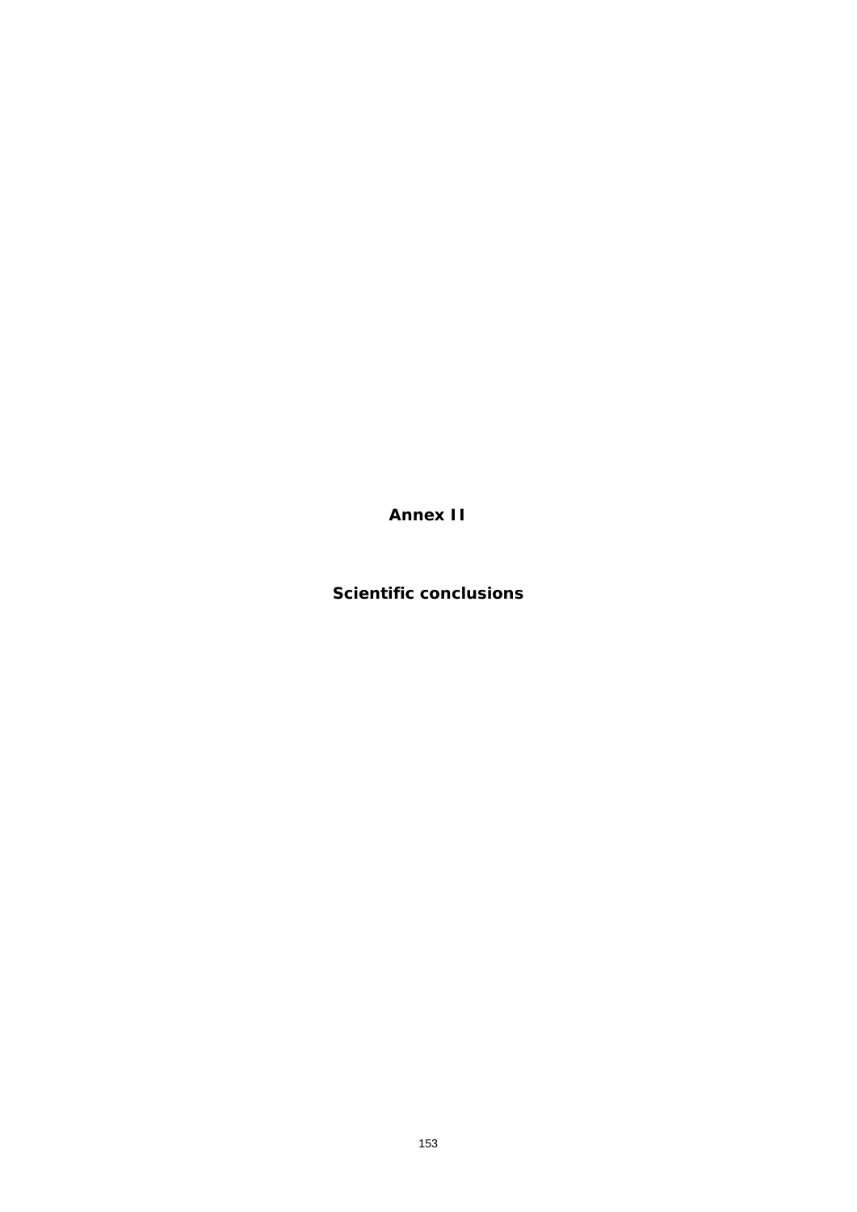# Annex II

## Scientific conclusions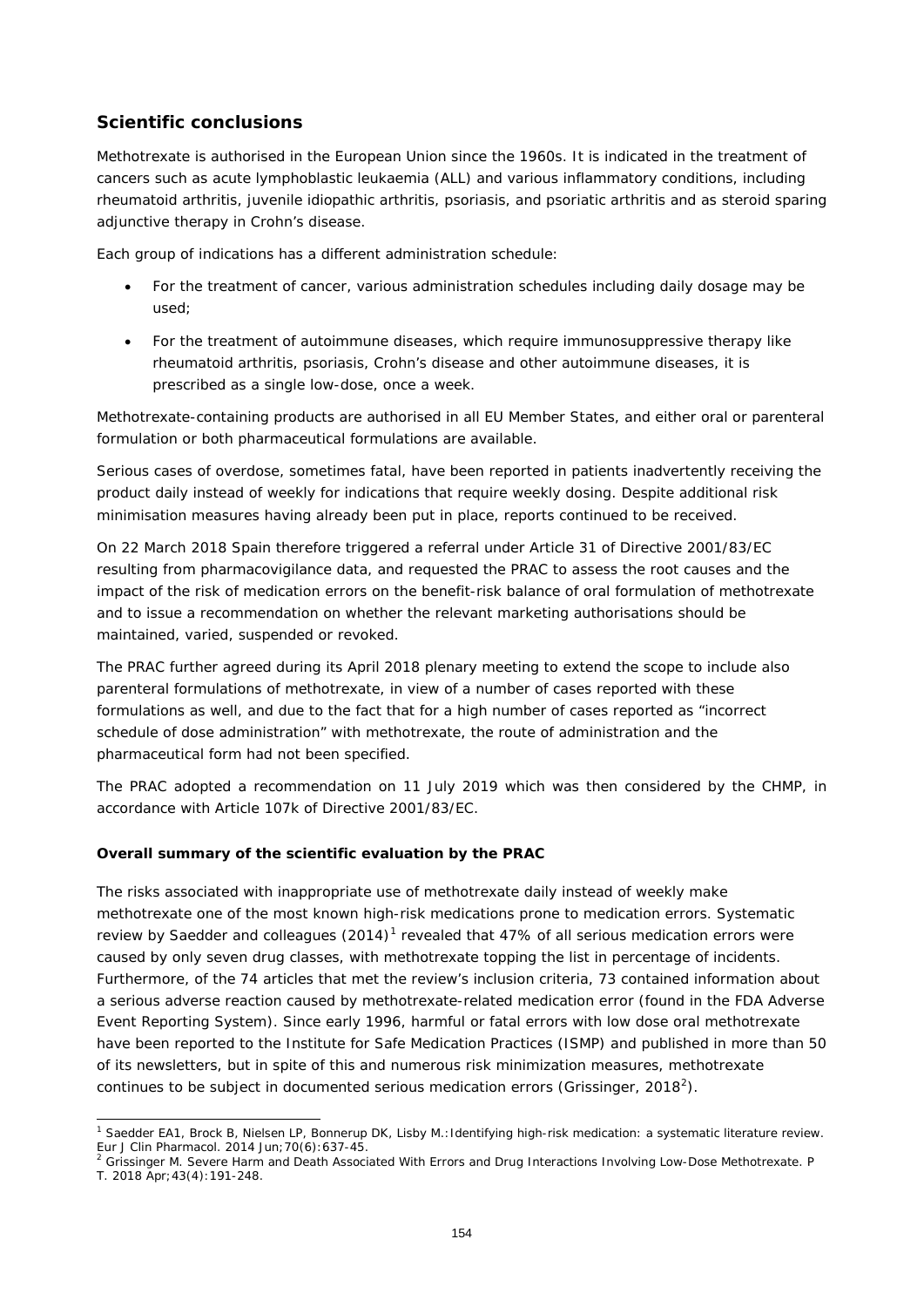## Scientific conclusions

Methotrexate is authorised in the European Union since the 1960s. It is indicated in the treatment of cancers such as acute lymphoblastic leukaemia (ALL) and various inflammatory conditions, including rheumatoid arthritis, juvenile idiopathic arthritis, psoriasis, and psoriatic arthritis and as steroid sparing adjunctive therapy in Crohn's disease.

Each group of indications has a different administration schedule:

- For the treatment of cancer, various administration schedules including daily dosage may be used;
- For the treatment of autoimmune diseases, which require immunosuppressive therapy like rheumatoid arthritis, psoriasis, Crohn's disease and other autoimmune diseases, it is prescribed as a single low-dose, once a week.

Methotrexate-containing products are authorised in all EU Member States, and either oral or parenteral formulation or both pharmaceutical formulations are available.

Serious cases of overdose, sometimes fatal, have been reported in patients inadvertently receiving the product daily instead of weekly for indications that require weekly dosing. Despite additional risk minimisation measures having already been put in place, reports continued to be received.

On 22 March 2018 Spain therefore triggered a referral under Article 31 of Directive 2001/83/EC resulting from pharmacovigilance data, and requested the PRAC to assess the root causes and the impact of the risk of medication errors on the benefit-risk balance of oral formulation of methotrexate and to issue a recommendation on whether the relevant marketing authorisations should be maintained, varied, suspended or revoked.

The PRAC further agreed during its April 2018 plenary meeting to extend the scope to include also parenteral formulations of methotrexate, in view of a number of cases reported with these formulations as well, and due to the fact that for a high number of cases reported as "incorrect schedule of dose administration" with methotrexate, the route of administration and the pharmaceutical form had not been specified.

The PRAC adopted a recommendation on 11 July 2019 which was then considered by the CHMP, in accordance with Article 107k of Directive 2001/83/EC.

### Overall summary of the scientific evaluation by the PRAC

The risks associated with inappropriate use of methotrexate daily instead of weekly make methotrexate one of the most known high-risk medications prone to medication errors. Systematic review by Saedder and colleagues (2014)[1] revealed that 47% of all serious medication errors were caused by only seven drug classes, with methotrexate topping the list in percentage of incidents. Furthermore, of the 74 articles that met the review's inclusion criteria, 73 contained information about a serious adverse reaction caused by methotrexate-related medication error (found in the FDA Adverse Event Reporting System). Since early 1996, harmful or fatal errors with low dose oral methotrexate have been reported to the Institute for Safe Medication Practices (ISMP) and published in more than 50 of its newsletters, but in spite of this and numerous risk minimization measures, methotrexate continues to be subject in documented serious medication errors (Grissinger, 2018[2]).

[1] Saedder EA1, Brock B, Nielsen LP, Bonnerup DK, Lisby M.:Identifying high-risk medication: a systematic literature review. Eur J Clin Pharmacol. 2014 Jun;70(6):637-45.

[2] Grissinger M. Severe Harm and Death Associated With Errors and Drug Interactions Involving Low-Dose Methotrexate. P T. 2018 Apr;43(4):191-248.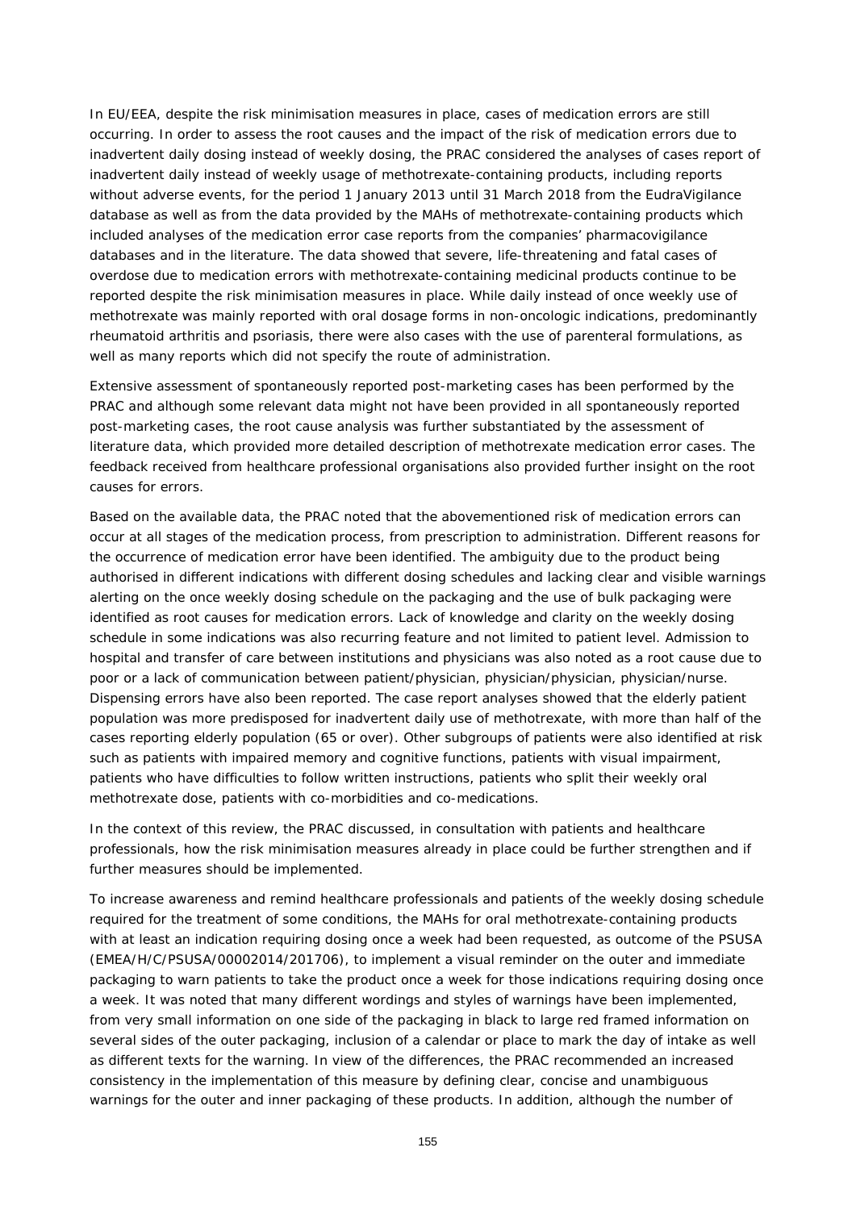In EU/EEA, despite the risk minimisation measures in place, cases of medication errors are still occurring. In order to assess the root causes and the impact of the risk of medication errors due to inadvertent daily dosing instead of weekly dosing, the PRAC considered the analyses of cases report of inadvertent daily instead of weekly usage of methotrexate-containing products, including reports without adverse events, for the period 1 January 2013 until 31 March 2018 from the EudraVigilance database as well as from the data provided by the MAHs of methotrexate-containing products which included analyses of the medication error case reports from the companies' pharmacovigilance databases and in the literature. The data showed that severe, life-threatening and fatal cases of overdose due to medication errors with methotrexate-containing medicinal products continue to be reported despite the risk minimisation measures in place. While daily instead of once weekly use of methotrexate was mainly reported with oral dosage forms in non-oncologic indications, predominantly rheumatoid arthritis and psoriasis, there were also cases with the use of parenteral formulations, as well as many reports which did not specify the route of administration.

Extensive assessment of spontaneously reported post-marketing cases has been performed by the PRAC and although some relevant data might not have been provided in all spontaneously reported post-marketing cases, the root cause analysis was further substantiated by the assessment of literature data, which provided more detailed description of methotrexate medication error cases. The feedback received from healthcare professional organisations also provided further insight on the root causes for errors.

Based on the available data, the PRAC noted that the abovementioned risk of medication errors can occur at all stages of the medication process, from prescription to administration. Different reasons for the occurrence of medication error have been identified. The ambiguity due to the product being authorised in different indications with different dosing schedules and lacking clear and visible warnings alerting on the once weekly dosing schedule on the packaging and the use of bulk packaging were identified as root causes for medication errors. Lack of knowledge and clarity on the weekly dosing schedule in some indications was also recurring feature and not limited to patient level. Admission to hospital and transfer of care between institutions and physicians was also noted as a root cause due to poor or a lack of communication between patient/physician, physician/physician, physician/nurse. Dispensing errors have also been reported. The case report analyses showed that the elderly patient population was more predisposed for inadvertent daily use of methotrexate, with more than half of the cases reporting elderly population (65 or over). Other subgroups of patients were also identified at risk such as patients with impaired memory and cognitive functions, patients with visual impairment, patients who have difficulties to follow written instructions, patients who split their weekly oral methotrexate dose, patients with co-morbidities and co-medications.

In the context of this review, the PRAC discussed, in consultation with patients and healthcare professionals, how the risk minimisation measures already in place could be further strengthen and if further measures should be implemented.

To increase awareness and remind healthcare professionals and patients of the weekly dosing schedule required for the treatment of some conditions, the MAHs for oral methotrexate-containing products with at least an indication requiring dosing once a week had been requested, as outcome of the PSUSA (EMEA/H/C/PSUSA/00002014/201706), to implement a visual reminder on the outer and immediate packaging to warn patients to take the product once a week for those indications requiring dosing once a week. It was noted that many different wordings and styles of warnings have been implemented, from very small information on one side of the packaging in black to large red framed information on several sides of the outer packaging, inclusion of a calendar or place to mark the day of intake as well as different texts for the warning. In view of the differences, the PRAC recommended an increased consistency in the implementation of this measure by defining clear, concise and unambiguous warnings for the outer and inner packaging of these products. In addition, although the number of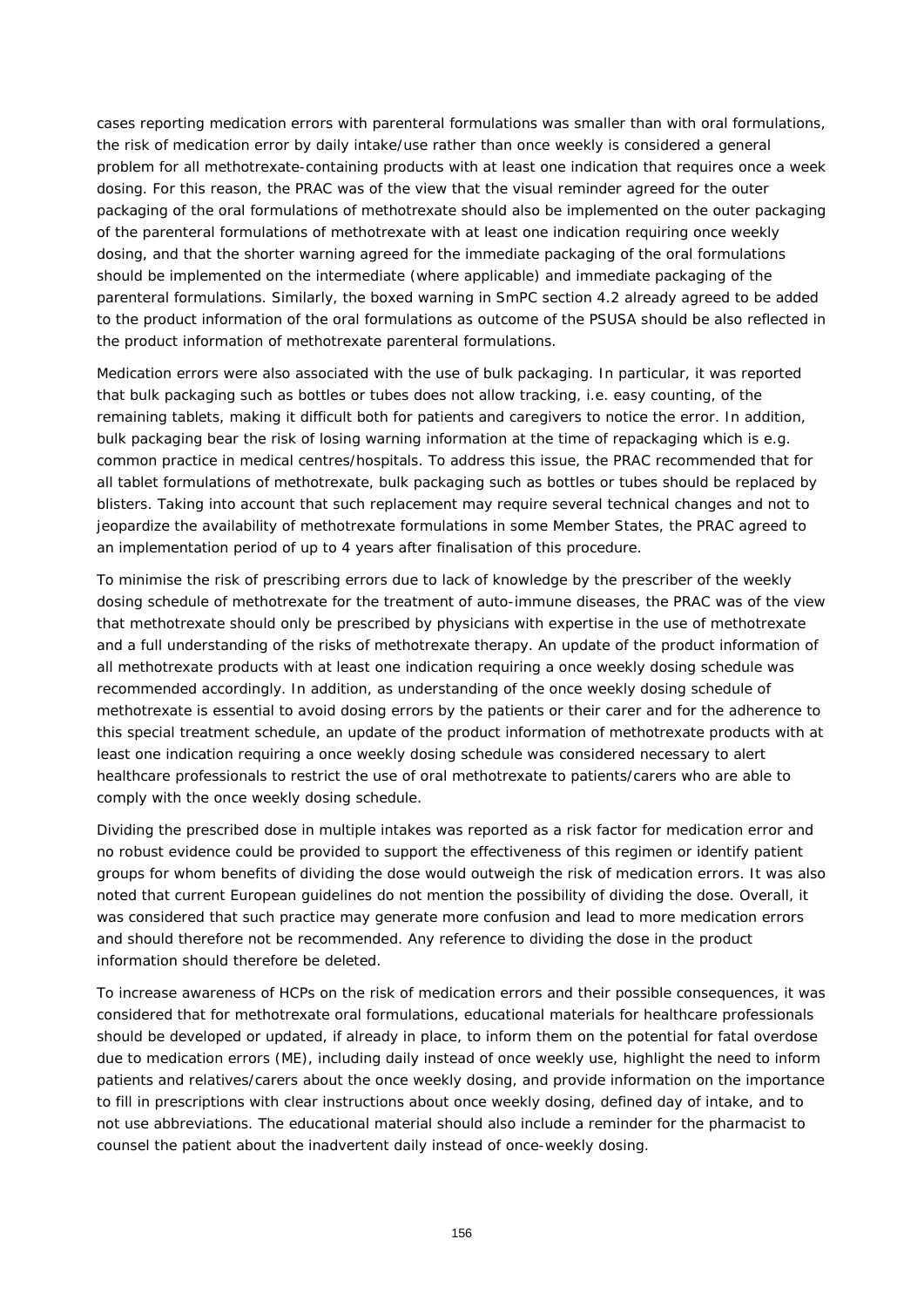cases reporting medication errors with parenteral formulations was smaller than with oral formulations, the risk of medication error by daily intake/use rather than once weekly is considered a general problem for all methotrexate-containing products with at least one indication that requires once a week dosing. For this reason, the PRAC was of the view that the visual reminder agreed for the outer packaging of the oral formulations of methotrexate should also be implemented on the outer packaging of the parenteral formulations of methotrexate with at least one indication requiring once weekly dosing, and that the shorter warning agreed for the immediate packaging of the oral formulations should be implemented on the intermediate (where applicable) and immediate packaging of the parenteral formulations. Similarly, the boxed warning in SmPC section 4.2 already agreed to be added to the product information of the oral formulations as outcome of the PSUSA should be also reflected in the product information of methotrexate parenteral formulations.

Medication errors were also associated with the use of bulk packaging. In particular, it was reported that bulk packaging such as bottles or tubes does not allow tracking, i.e. easy counting, of the remaining tablets, making it difficult both for patients and caregivers to notice the error. In addition, bulk packaging bear the risk of losing warning information at the time of repackaging which is e.g. common practice in medical centres/hospitals. To address this issue, the PRAC recommended that for all tablet formulations of methotrexate, bulk packaging such as bottles or tubes should be replaced by blisters. Taking into account that such replacement may require several technical changes and not to jeopardize the availability of methotrexate formulations in some Member States, the PRAC agreed to an implementation period of up to 4 years after finalisation of this procedure.

To minimise the risk of prescribing errors due to lack of knowledge by the prescriber of the weekly dosing schedule of methotrexate for the treatment of auto-immune diseases, the PRAC was of the view that methotrexate should only be prescribed by physicians with expertise in the use of methotrexate and a full understanding of the risks of methotrexate therapy. An update of the product information of all methotrexate products with at least one indication requiring a once weekly dosing schedule was recommended accordingly. In addition, as understanding of the once weekly dosing schedule of methotrexate is essential to avoid dosing errors by the patients or their carer and for the adherence to this special treatment schedule, an update of the product information of methotrexate products with at least one indication requiring a once weekly dosing schedule was considered necessary to alert healthcare professionals to restrict the use of oral methotrexate to patients/carers who are able to comply with the once weekly dosing schedule.

Dividing the prescribed dose in multiple intakes was reported as a risk factor for medication error and no robust evidence could be provided to support the effectiveness of this regimen or identify patient groups for whom benefits of dividing the dose would outweigh the risk of medication errors. It was also noted that current European guidelines do not mention the possibility of dividing the dose. Overall, it was considered that such practice may generate more confusion and lead to more medication errors and should therefore not be recommended. Any reference to dividing the dose in the product information should therefore be deleted.

To increase awareness of HCPs on the risk of medication errors and their possible consequences, it was considered that for methotrexate oral formulations, educational materials for healthcare professionals should be developed or updated, if already in place, to inform them on the potential for fatal overdose due to medication errors (ME), including daily instead of once weekly use, highlight the need to inform patients and relatives/carers about the once weekly dosing, and provide information on the importance to fill in prescriptions with clear instructions about once weekly dosing, defined day of intake, and to not use abbreviations. The educational material should also include a reminder for the pharmacist to counsel the patient about the inadvertent daily instead of once-weekly dosing.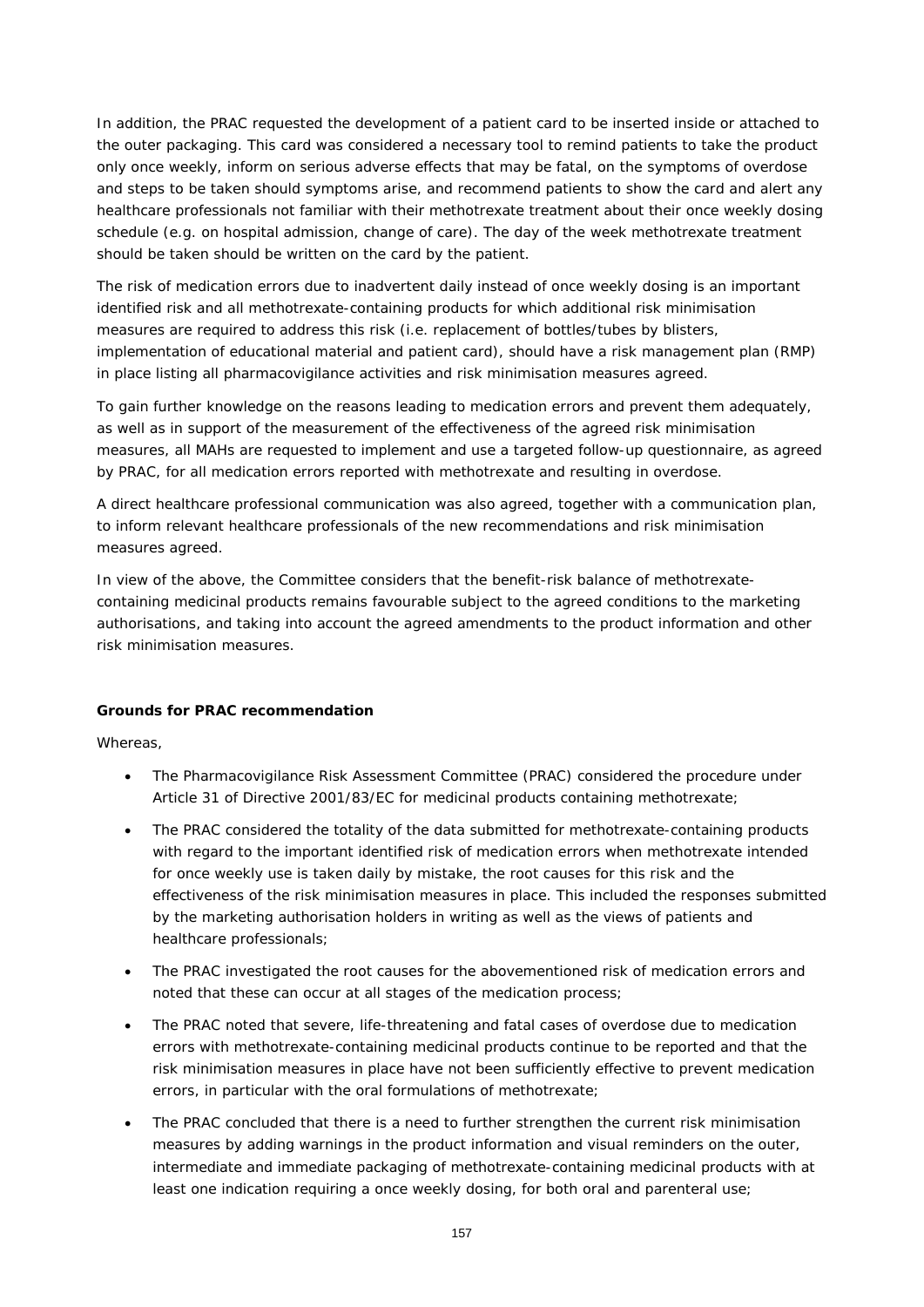In addition, the PRAC requested the development of a patient card to be inserted inside or attached to the outer packaging. This card was considered a necessary tool to remind patients to take the product only once weekly, inform on serious adverse effects that may be fatal, on the symptoms of overdose and steps to be taken should symptoms arise, and recommend patients to show the card and alert any healthcare professionals not familiar with their methotrexate treatment about their once weekly dosing schedule (e.g. on hospital admission, change of care). The day of the week methotrexate treatment should be taken should be written on the card by the patient.

The risk of medication errors due to inadvertent daily instead of once weekly dosing is an important identified risk and all methotrexate-containing products for which additional risk minimisation measures are required to address this risk (i.e. replacement of bottles/tubes by blisters, implementation of educational material and patient card), should have a risk management plan (RMP) in place listing all pharmacovigilance activities and risk minimisation measures agreed.

To gain further knowledge on the reasons leading to medication errors and prevent them adequately, as well as in support of the measurement of the effectiveness of the agreed risk minimisation measures, all MAHs are requested to implement and use a targeted follow-up questionnaire, as agreed by PRAC, for all medication errors reported with methotrexate and resulting in overdose.

A direct healthcare professional communication was also agreed, together with a communication plan, to inform relevant healthcare professionals of the new recommendations and risk minimisation measures agreed.

In view of the above, the Committee considers that the benefit-risk balance of methotrexate-containing medicinal products remains favourable subject to the agreed conditions to the marketing authorisations, and taking into account the agreed amendments to the product information and other risk minimisation measures.

**Grounds for PRAC recommendation**

Whereas,

- The Pharmacovigilance Risk Assessment Committee (PRAC) considered the procedure under Article 31 of Directive 2001/83/EC for medicinal products containing methotrexate;
- The PRAC considered the totality of the data submitted for methotrexate-containing products with regard to the important identified risk of medication errors when methotrexate intended for once weekly use is taken daily by mistake, the root causes for this risk and the effectiveness of the risk minimisation measures in place. This included the responses submitted by the marketing authorisation holders in writing as well as the views of patients and healthcare professionals;
- The PRAC investigated the root causes for the abovementioned risk of medication errors and noted that these can occur at all stages of the medication process;
- The PRAC noted that severe, life-threatening and fatal cases of overdose due to medication errors with methotrexate-containing medicinal products continue to be reported and that the risk minimisation measures in place have not been sufficiently effective to prevent medication errors, in particular with the oral formulations of methotrexate;
- The PRAC concluded that there is a need to further strengthen the current risk minimisation measures by adding warnings in the product information and visual reminders on the outer, intermediate and immediate packaging of methotrexate-containing medicinal products with at least one indication requiring a once weekly dosing, for both oral and parenteral use;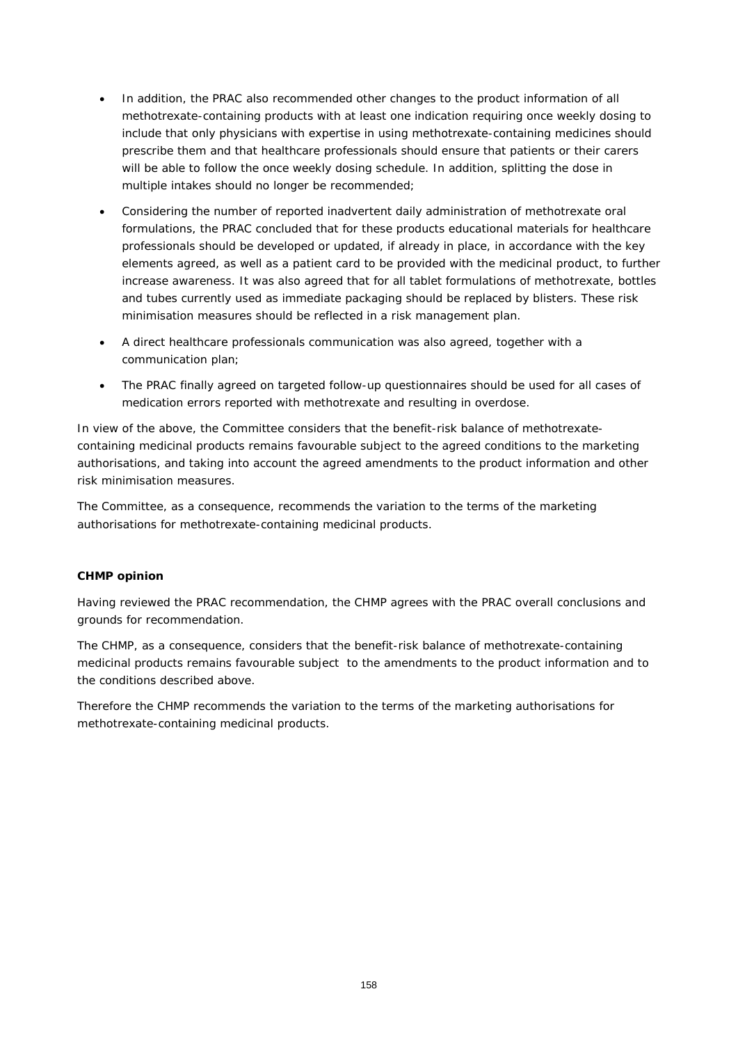- In addition, the PRAC also recommended other changes to the product information of all methotrexate-containing products with at least one indication requiring once weekly dosing to include that only physicians with expertise in using methotrexate-containing medicines should prescribe them and that healthcare professionals should ensure that patients or their carers will be able to follow the once weekly dosing schedule. In addition, splitting the dose in multiple intakes should no longer be recommended;
- Considering the number of reported inadvertent daily administration of methotrexate oral formulations, the PRAC concluded that for these products educational materials for healthcare professionals should be developed or updated, if already in place, in accordance with the key elements agreed, as well as a patient card to be provided with the medicinal product, to further increase awareness. It was also agreed that for all tablet formulations of methotrexate, bottles and tubes currently used as immediate packaging should be replaced by blisters. These risk minimisation measures should be reflected in a risk management plan.
- A direct healthcare professionals communication was also agreed, together with a communication plan;
- The PRAC finally agreed on targeted follow-up questionnaires should be used for all cases of medication errors reported with methotrexate and resulting in overdose.

In view of the above, the Committee considers that the benefit-risk balance of methotrexate-containing medicinal products remains favourable subject to the agreed conditions to the marketing authorisations, and taking into account the agreed amendments to the product information and other risk minimisation measures.

The Committee, as a consequence, recommends the variation to the terms of the marketing authorisations for methotrexate-containing medicinal products.

**CHMP opinion**

Having reviewed the PRAC recommendation, the CHMP agrees with the PRAC overall conclusions and grounds for recommendation.

The CHMP, as a consequence, considers that the benefit-risk balance of methotrexate-containing medicinal products remains favourable subject to the amendments to the product information and to the conditions described above.

Therefore the CHMP recommends the variation to the terms of the marketing authorisations for methotrexate-containing medicinal products.